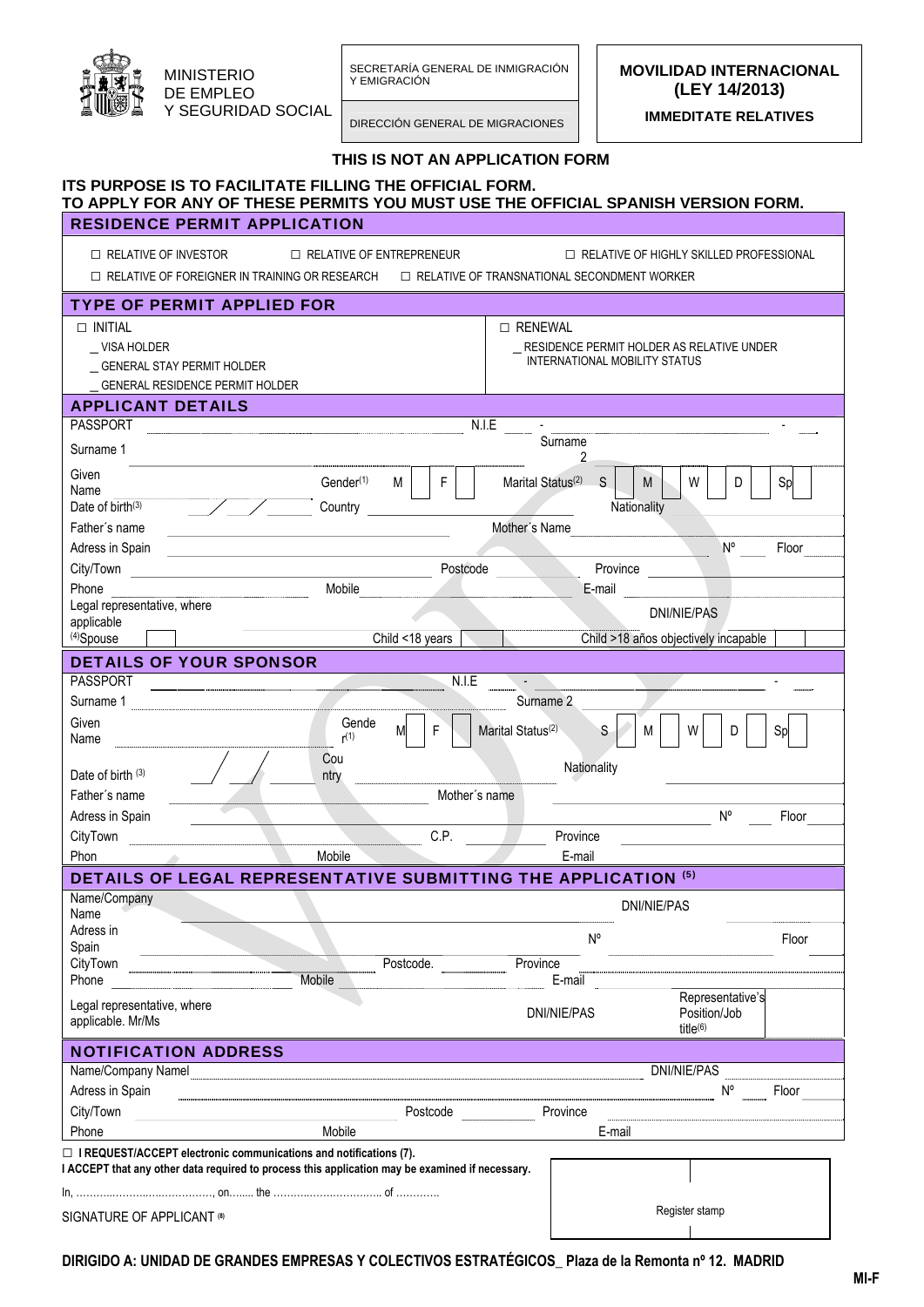MINISTERIO DE EMPLEO Y SEGURIDAD SOCIAL

SECRETARÍA GENERAL DE INMIGRACIÓN Y EMIGRACIÓN

DIRECCIÓN GENERAL DE MIGRACIONES

**MOVILIDAD INTERNACIONAL (LEY 14/2013)**

**IMMEDITATE RELATIVES**

**THIS IS NOT AN APPLICATION FORM**

**ITS PURPOSE IS TO FACILITATE FILLING THE OFFICIAL FORM.**
**TO APPLY FOR ANY OF THESE PERMITS YOU MUST USE THE OFFICIAL SPANISH VERSION FORM.**

## RESIDENCE PERMIT APPLICATION

☐ RELATIVE OF INVESTOR ☐ RELATIVE OF ENTREPRENEUR ☐ RELATIVE OF HIGHLY SKILLED PROFESSIONAL
☐ RELATIVE OF FOREIGNER IN TRAINING OR RESEARCH ☐ RELATIVE OF TRANSNATIONAL SECONDMENT WORKER

## TYPE OF PERMIT APPLIED FOR

| ☐ INITIAL | ☐ RENEWAL |
|---|---|
| _ VISA HOLDER<br>_ GENERAL STAY PERMIT HOLDER<br>_ GENERAL RESIDENCE PERMIT HOLDER | _ RESIDENCE PERMIT HOLDER AS RELATIVE UNDER INTERNATIONAL MOBILITY STATUS |

## APPLICANT DETAILS

PASSPORT N.I.E ___ - ___ - ___
Surname 1 Surname 2
Given Name Gender[1] M ☐ F ☐ Marital Status[2] S ☐ M ☐ W ☐ D ☐ Sp ☐
Date of birth[3] / / Country Nationality
Father´s name Mother´s Name
Adress in Spain Nº Floor
City/Town Postcode Province
Phone Mobile E-mail
Legal representative, where applicable DNI/NIE/PAS
[4]Spouse ☐ Child <18 years ☐ Child >18 años objectively incapable ☐

## DETAILS OF YOUR SPONSOR

PASSPORT N.I.E ___ - ___ - ___
Surname 1 Surname 2
Given Name Gender[1] M ☐ F ☐ Marital Status[2] S ☐ M ☐ W ☐ D ☐ Sp ☐
Date of birth[3] / / Country Nationality
Father´s name Mother´s name
Adress in Spain Nº Floor
CityTown C.P. Province
Phon Mobile E-mail

## DETAILS OF LEGAL REPRESENTATIVE SUBMITTING THE APPLICATION [5]

Name/Company Name DNI/NIE/PAS
Adress in Spain Nº Floor
CityTown Postcode. Province
Phone Mobile E-mail
Legal representative, where applicable. Mr/Ms DNI/NIE/PAS Representative's Position/Job title[6]

## NOTIFICATION ADDRESS

Name/Company Namel DNI/NIE/PAS
Adress in Spain Nº Floor
City/Town Postcode Province
Phone Mobile E-mail

☐ **I REQUEST/ACCEPT electronic communications and notifications (7).**
**I ACCEPT that any other data required to process this application may be examined if necessary.**

In, …………………………………, on........ the ………………………….. of …………

SIGNATURE OF APPLICANT [8]

Register stamp

**DIRIGIDO A: UNIDAD DE GRANDES EMPRESAS Y COLECTIVOS ESTRATÉGICOS_ Plaza de la Remonta nº 12. MADRID**

MI-F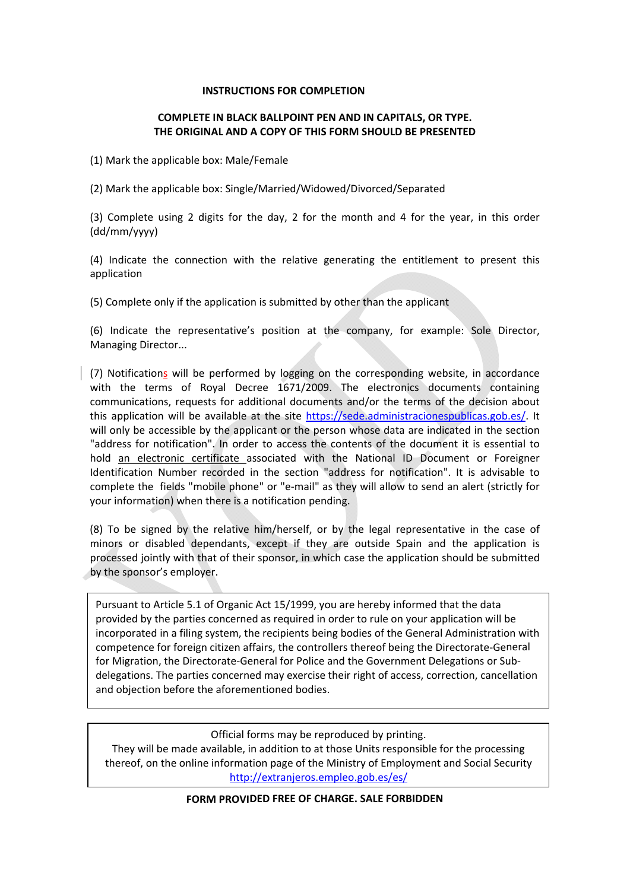**INSTRUCTIONS FOR COMPLETION**

**COMPLETE IN BLACK BALLPOINT PEN AND IN CAPITALS, OR TYPE.**
**THE ORIGINAL AND A COPY OF THIS FORM SHOULD BE PRESENTED**

(1) Mark the applicable box: Male/Female

(2) Mark the applicable box: Single/Married/Widowed/Divorced/Separated

(3) Complete using 2 digits for the day, 2 for the month and 4 for the year, in this order (dd/mm/yyyy)

(4) Indicate the connection with the relative generating the entitlement to present this application

(5) Complete only if the application is submitted by other than the applicant

(6) Indicate the representative's position at the company, for example: Sole Director, Managing Director...

(7) Notifications will be performed by logging on the corresponding website, in accordance with the terms of Royal Decree 1671/2009. The electronics documents containing communications, requests for additional documents and/or the terms of the decision about this application will be available at the site https://sede.administracionespublicas.gob.es/. It will only be accessible by the applicant or the person whose data are indicated in the section "address for notification". In order to access the contents of the document it is essential to hold an electronic certificate associated with the National ID Document or Foreigner Identification Number recorded in the section "address for notification". It is advisable to complete the fields "mobile phone" or "e-mail" as they will allow to send an alert (strictly for your information) when there is a notification pending.

(8) To be signed by the relative him/herself, or by the legal representative in the case of minors or disabled dependants, except if they are outside Spain and the application is processed jointly with that of their sponsor, in which case the application should be submitted by the sponsor's employer.

Pursuant to Article 5.1 of Organic Act 15/1999, you are hereby informed that the data provided by the parties concerned as required in order to rule on your application will be incorporated in a filing system, the recipients being bodies of the General Administration with competence for foreign citizen affairs, the controllers thereof being the Directorate-General for Migration, the Directorate-General for Police and the Government Delegations or Sub-delegations. The parties concerned may exercise their right of access, correction, cancellation and objection before the aforementioned bodies.

Official forms may be reproduced by printing.
They will be made available, in addition to at those Units responsible for the processing thereof, on the online information page of the Ministry of Employment and Social Security http://extranjeros.empleo.gob.es/es/

**FORM PROVIDED FREE OF CHARGE. SALE FORBIDDEN**